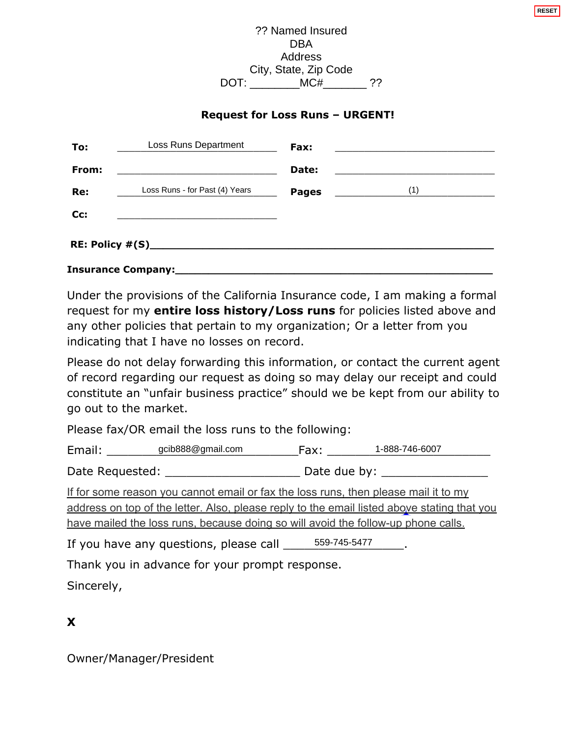RESET

?? Named Insured
DBA
Address
City, State, Zip Code
DOT: ________MC#_______ ??

**Request for Loss Runs – URGENT!**

| | | | |
|---|---|---|---|
| **To:** | Loss Runs Department | **Fax:** | |
| **From:** | | **Date:** | |
| **Re:** | Loss Runs - for Past (4) Years | **Pages** | (1) |
| **Cc:** | | | |

**RE: Policy #(S)**______________________________________________

**Insurance Company:**__________________________________________

Under the provisions of the California Insurance code, I am making a formal request for my **entire loss history/Loss runs** for policies listed above and any other policies that pertain to my organization; Or a letter from you indicating that I have no losses on record.

Please do not delay forwarding this information, or contact the current agent of record regarding our request as doing so may delay our receipt and could constitute an "unfair business practice" should we be kept from our ability to go out to the market.

Please fax/OR email the loss runs to the following:

Email: gcib888@gmail.com Fax: 1-888-746-6007

Date Requested: ____________________ Date due by: ________________

If for some reason you cannot email or fax the loss runs, then please mail it to my address on top of the letter. Also, please reply to the email listed above stating that you have mailed the loss runs, because doing so will avoid the follow-up phone calls.

If you have any questions, please call 559-745-5477.

Thank you in advance for your prompt response.

Sincerely,

**X**

Owner/Manager/President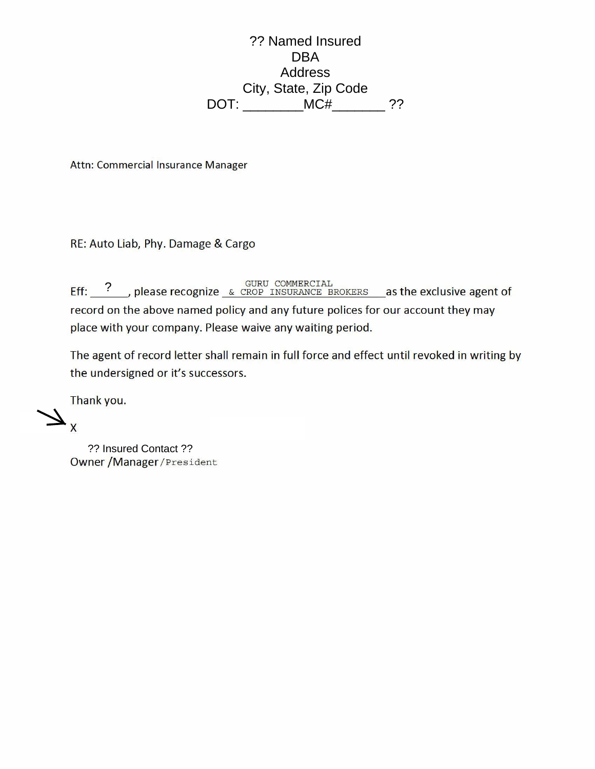?? Named Insured
DBA
Address
City, State, Zip Code
DOT: ________MC#_______ ??

Attn: Commercial Insurance Manager

RE: Auto Liab, Phy. Damage & Cargo

Eff: ___?___, please recognize GURU COMMERCIAL & CROP INSURANCE BROKERS as the exclusive agent of record on the above named policy and any future polices for our account they may place with your company. Please waive any waiting period.

The agent of record letter shall remain in full force and effect until revoked in writing by the undersigned or it's successors.

Thank you.

X

?? Insured Contact ??
Owner /Manager/President